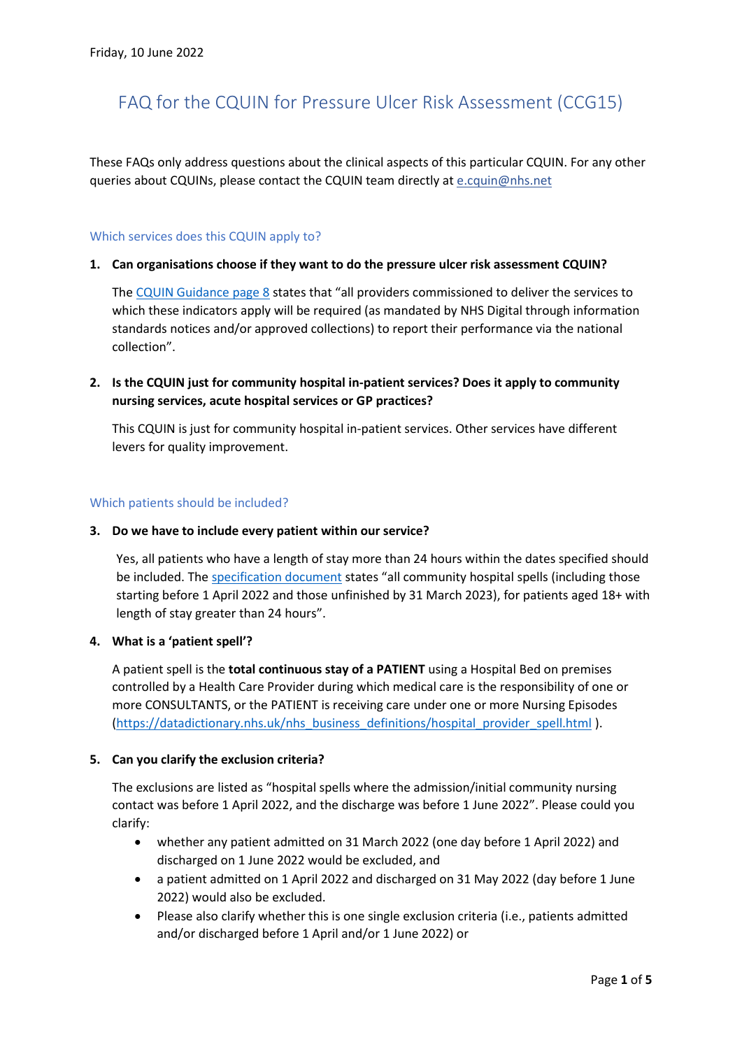Friday, 10 June 2022

# FAQ for the CQUIN for Pressure Ulcer Risk Assessment (CCG15)

These FAQs only address questions about the clinical aspects of this particular CQUIN. For any other queries about CQUINs, please contact the CQUIN team directly at [e.cquin@nhs.net](mailto:e.cquin@nhs.net)

## Which services does this CQUIN apply to?

1. **Can organisations choose if they want to do the pressure ulcer risk assessment CQUIN?**

   The CQUIN Guidance page 8 states that "all providers commissioned to deliver the services to which these indicators apply will be required (as mandated by NHS Digital through information standards notices and/or approved collections) to report their performance via the national collection".

2. **Is the CQUIN just for community hospital in-patient services? Does it apply to community nursing services, acute hospital services or GP practices?**

   This CQUIN is just for community hospital in-patient services. Other services have different levers for quality improvement.

## Which patients should be included?

3. **Do we have to include every patient within our service?**

   Yes, all patients who have a length of stay more than 24 hours within the dates specified should be included. The specification document states "all community hospital spells (including those starting before 1 April 2022 and those unfinished by 31 March 2023), for patients aged 18+ with length of stay greater than 24 hours".

4. **What is a 'patient spell'?**

   A patient spell is the **total continuous stay of a PATIENT** using a Hospital Bed on premises controlled by a Health Care Provider during which medical care is the responsibility of one or more CONSULTANTS, or the PATIENT is receiving care under one or more Nursing Episodes (https://datadictionary.nhs.uk/nhs_business_definitions/hospital_provider_spell.html ).

5. **Can you clarify the exclusion criteria?**

   The exclusions are listed as "hospital spells where the admission/initial community nursing contact was before 1 April 2022, and the discharge was before 1 June 2022". Please could you clarify:

   - whether any patient admitted on 31 March 2022 (one day before 1 April 2022) and discharged on 1 June 2022 would be excluded, and
   - a patient admitted on 1 April 2022 and discharged on 31 May 2022 (day before 1 June 2022) would also be excluded.
   - Please also clarify whether this is one single exclusion criteria (i.e., patients admitted and/or discharged before 1 April and/or 1 June 2022) or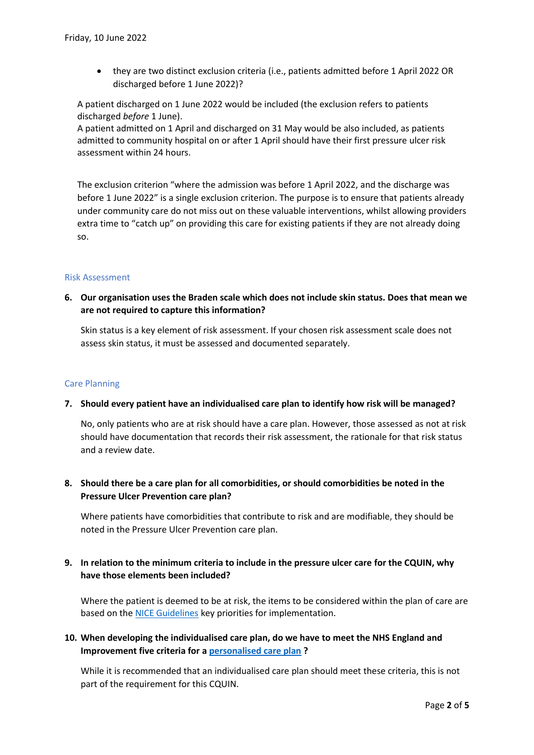- they are two distinct exclusion criteria (i.e., patients admitted before 1 April 2022 OR discharged before 1 June 2022)?

A patient discharged on 1 June 2022 would be included (the exclusion refers to patients discharged *before* 1 June).
A patient admitted on 1 April and discharged on 31 May would be also included, as patients admitted to community hospital on or after 1 April should have their first pressure ulcer risk assessment within 24 hours.

The exclusion criterion "where the admission was before 1 April 2022, and the discharge was before 1 June 2022" is a single exclusion criterion. The purpose is to ensure that patients already under community care do not miss out on these valuable interventions, whilst allowing providers extra time to "catch up" on providing this care for existing patients if they are not already doing so.

## Risk Assessment

**6. Our organisation uses the Braden scale which does not include skin status. Does that mean we are not required to capture this information?**

Skin status is a key element of risk assessment. If your chosen risk assessment scale does not assess skin status, it must be assessed and documented separately.

## Care Planning

**7. Should every patient have an individualised care plan to identify how risk will be managed?**

No, only patients who are at risk should have a care plan. However, those assessed as not at risk should have documentation that records their risk assessment, the rationale for that risk status and a review date.

**8. Should there be a care plan for all comorbidities, or should comorbidities be noted in the Pressure Ulcer Prevention care plan?**

Where patients have comorbidities that contribute to risk and are modifiable, they should be noted in the Pressure Ulcer Prevention care plan.

**9. In relation to the minimum criteria to include in the pressure ulcer care for the CQUIN, why have those elements been included?**

Where the patient is deemed to be at risk, the items to be considered within the plan of care are based on the NICE Guidelines key priorities for implementation.

**10. When developing the individualised care plan, do we have to meet the NHS England and Improvement five criteria for a personalised care plan ?**

While it is recommended that an individualised care plan should meet these criteria, this is not part of the requirement for this CQUIN.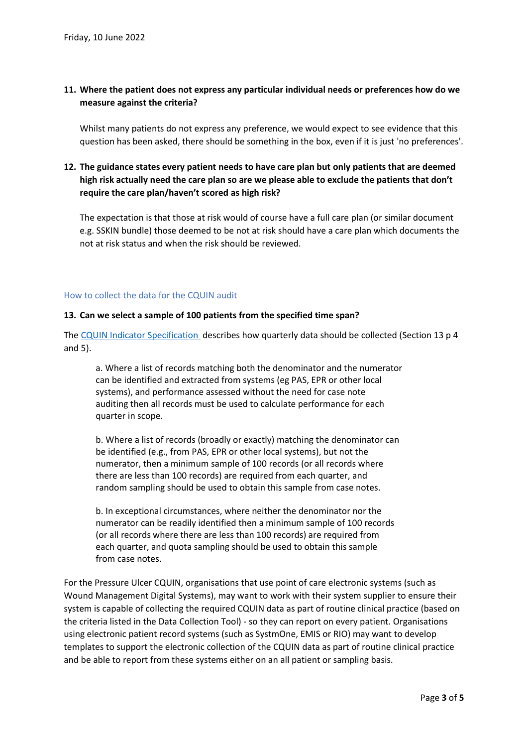Friday, 10 June 2022

**11. Where the patient does not express any particular individual needs or preferences how do we measure against the criteria?**

Whilst many patients do not express any preference, we would expect to see evidence that this question has been asked, there should be something in the box, even if it is just 'no preferences'.

**12. The guidance states every patient needs to have care plan but only patients that are deemed high risk actually need the care plan so are we please able to exclude the patients that don't require the care plan/haven't scored as high risk?**

The expectation is that those at risk would of course have a full care plan (or similar document e.g. SSKIN bundle) those deemed to be not at risk should have a care plan which documents the not at risk status and when the risk should be reviewed.

## How to collect the data for the CQUIN audit

**13. Can we select a sample of 100 patients from the specified time span?**

The CQUIN Indicator Specification describes how quarterly data should be collected (Section 13 p 4 and 5).

> a. Where a list of records matching both the denominator and the numerator can be identified and extracted from systems (eg PAS, EPR or other local systems), and performance assessed without the need for case note auditing then all records must be used to calculate performance for each quarter in scope.
>
> b. Where a list of records (broadly or exactly) matching the denominator can be identified (e.g., from PAS, EPR or other local systems), but not the numerator, then a minimum sample of 100 records (or all records where there are less than 100 records) are required from each quarter, and random sampling should be used to obtain this sample from case notes.
>
> b. In exceptional circumstances, where neither the denominator nor the numerator can be readily identified then a minimum sample of 100 records (or all records where there are less than 100 records) are required from each quarter, and quota sampling should be used to obtain this sample from case notes.

For the Pressure Ulcer CQUIN, organisations that use point of care electronic systems (such as Wound Management Digital Systems), may want to work with their system supplier to ensure their system is capable of collecting the required CQUIN data as part of routine clinical practice (based on the criteria listed in the Data Collection Tool) - so they can report on every patient. Organisations using electronic patient record systems (such as SystmOne, EMIS or RIO) may want to develop templates to support the electronic collection of the CQUIN data as part of routine clinical practice and be able to report from these systems either on an all patient or sampling basis.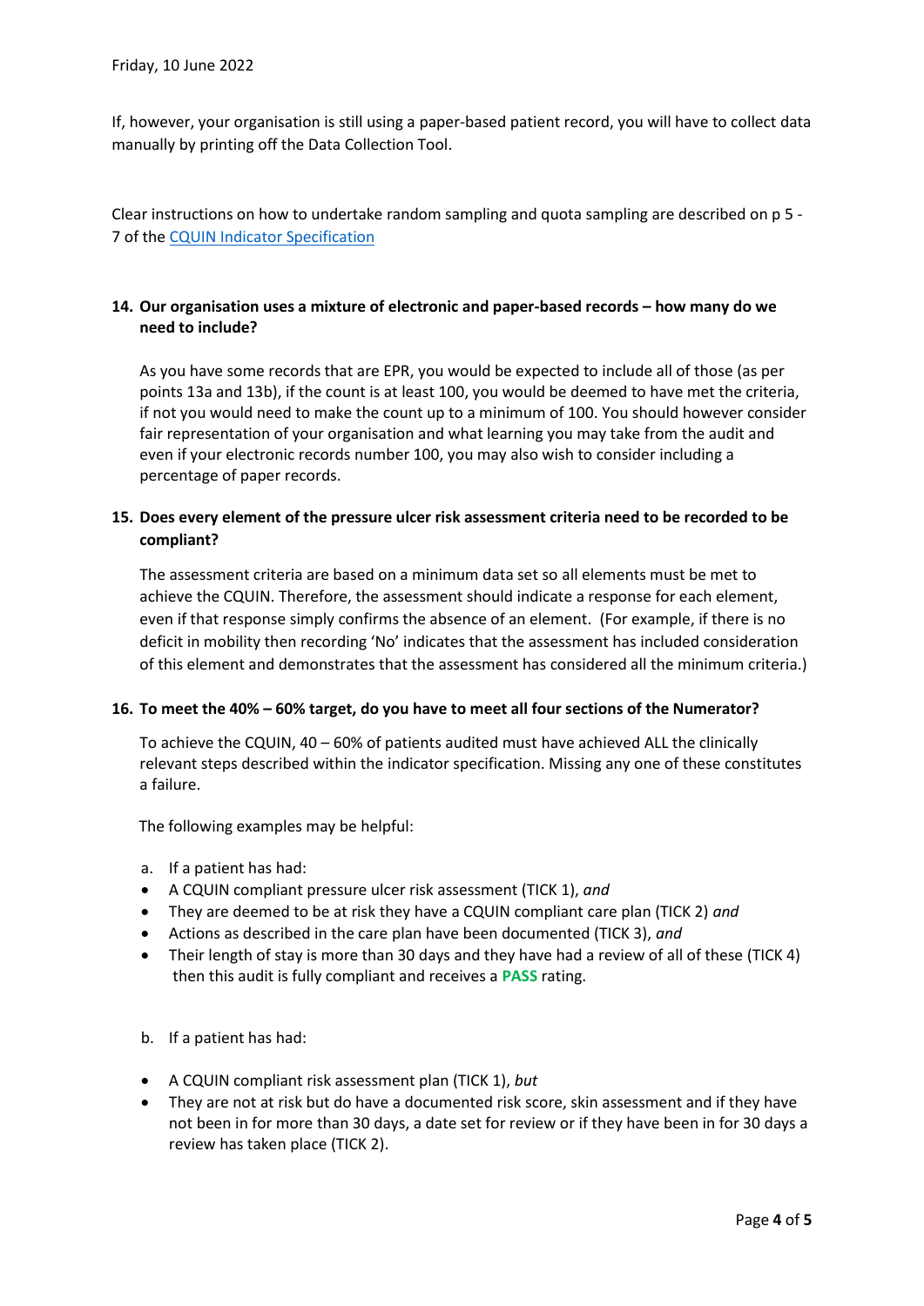Friday, 10 June 2022

If, however, your organisation is still using a paper-based patient record, you will have to collect data manually by printing off the Data Collection Tool.

Clear instructions on how to undertake random sampling and quota sampling are described on p 5 - 7 of the [CQUIN Indicator Specification](CQUIN Indicator Specification)

**14. Our organisation uses a mixture of electronic and paper-based records – how many do we need to include?**

As you have some records that are EPR, you would be expected to include all of those (as per points 13a and 13b), if the count is at least 100, you would be deemed to have met the criteria, if not you would need to make the count up to a minimum of 100. You should however consider fair representation of your organisation and what learning you may take from the audit and even if your electronic records number 100, you may also wish to consider including a percentage of paper records.

**15. Does every element of the pressure ulcer risk assessment criteria need to be recorded to be compliant?**

The assessment criteria are based on a minimum data set so all elements must be met to achieve the CQUIN. Therefore, the assessment should indicate a response for each element, even if that response simply confirms the absence of an element. (For example, if there is no deficit in mobility then recording 'No' indicates that the assessment has included consideration of this element and demonstrates that the assessment has considered all the minimum criteria.)

**16. To meet the 40% – 60% target, do you have to meet all four sections of the Numerator?**

To achieve the CQUIN, 40 – 60% of patients audited must have achieved ALL the clinically relevant steps described within the indicator specification. Missing any one of these constitutes a failure.

The following examples may be helpful:

a. If a patient has had:

- A CQUIN compliant pressure ulcer risk assessment (TICK 1), *and*
- They are deemed to be at risk they have a CQUIN compliant care plan (TICK 2) *and*
- Actions as described in the care plan have been documented (TICK 3), *and*
- Their length of stay is more than 30 days and they have had a review of all of these (TICK 4) then this audit is fully compliant and receives a **PASS** rating.

b. If a patient has had:

- A CQUIN compliant risk assessment plan (TICK 1), *but*
- They are not at risk but do have a documented risk score, skin assessment and if they have not been in for more than 30 days, a date set for review or if they have been in for 30 days a review has taken place (TICK 2).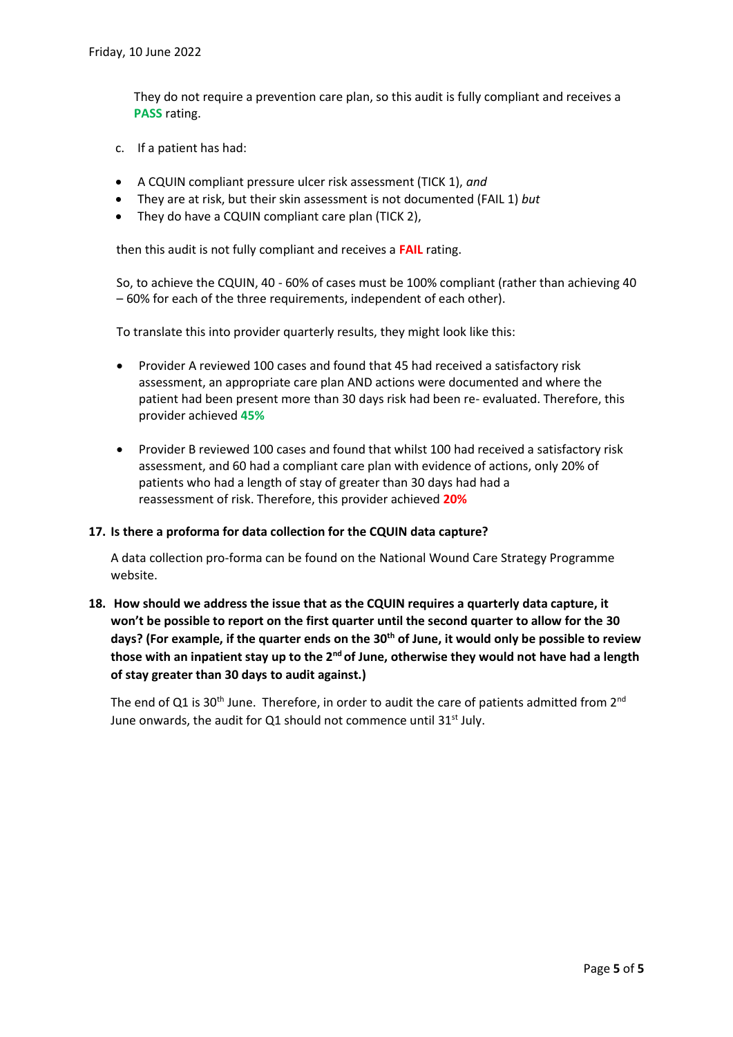They do not require a prevention care plan, so this audit is fully compliant and receives a **PASS** rating.

c. If a patient has had:

- A CQUIN compliant pressure ulcer risk assessment (TICK 1), *and*
- They are at risk, but their skin assessment is not documented (FAIL 1) *but*
- They do have a CQUIN compliant care plan (TICK 2),

then this audit is not fully compliant and receives a **FAIL** rating.

So, to achieve the CQUIN, 40 - 60% of cases must be 100% compliant (rather than achieving 40 – 60% for each of the three requirements, independent of each other).

To translate this into provider quarterly results, they might look like this:

- Provider A reviewed 100 cases and found that 45 had received a satisfactory risk assessment, an appropriate care plan AND actions were documented and where the patient had been present more than 30 days risk had been re- evaluated. Therefore, this provider achieved **45%**

- Provider B reviewed 100 cases and found that whilst 100 had received a satisfactory risk assessment, and 60 had a compliant care plan with evidence of actions, only 20% of patients who had a length of stay of greater than 30 days had had a reassessment of risk. Therefore, this provider achieved **20%**

**17. Is there a proforma for data collection for the CQUIN data capture?**

A data collection pro-forma can be found on the National Wound Care Strategy Programme website.

**18. How should we address the issue that as the CQUIN requires a quarterly data capture, it won't be possible to report on the first quarter until the second quarter to allow for the 30 days? (For example, if the quarter ends on the 30th of June, it would only be possible to review those with an inpatient stay up to the 2nd of June, otherwise they would not have had a length of stay greater than 30 days to audit against.)**

The end of Q1 is 30th June. Therefore, in order to audit the care of patients admitted from 2nd June onwards, the audit for Q1 should not commence until 31st July.